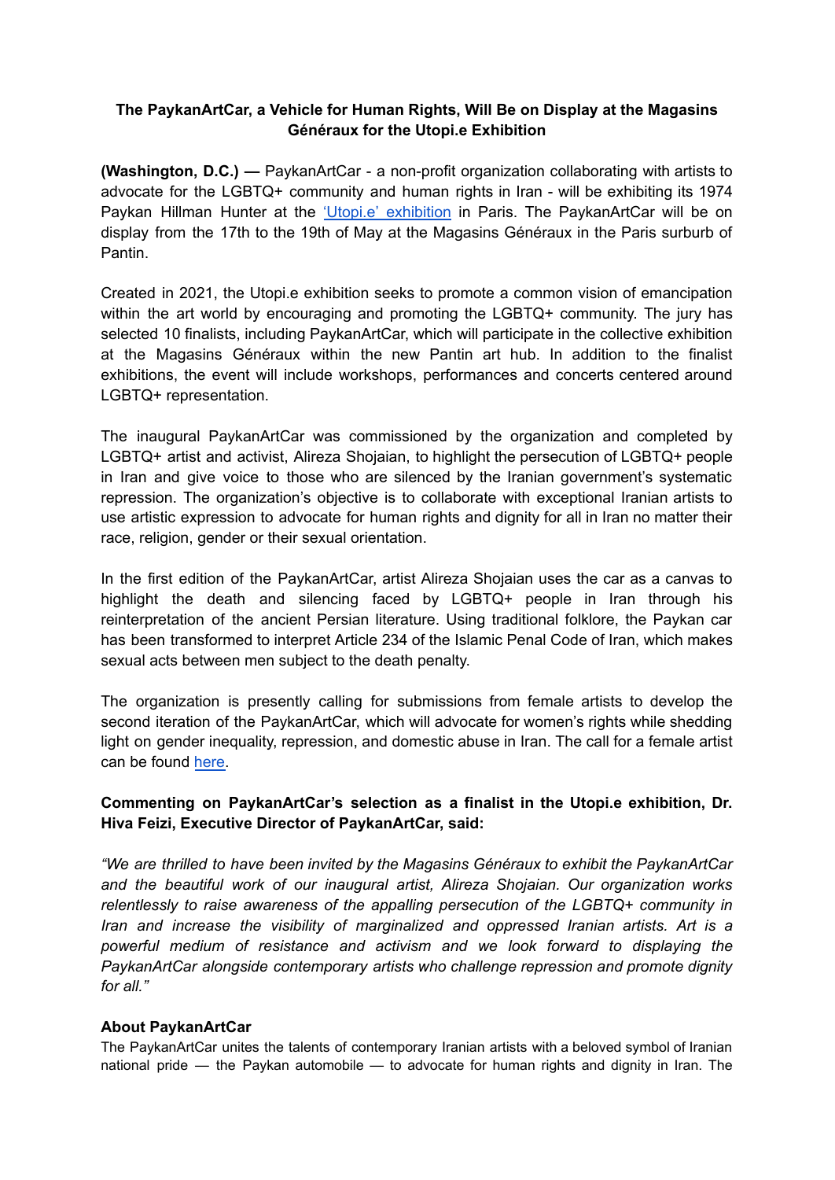**The PaykanArtCar, a Vehicle for Human Rights, Will Be on Display at the Magasins Généraux for the Utopi.e Exhibition**

**(Washington, D.C.) —** PaykanArtCar - a non-profit organization collaborating with artists to advocate for the LGBTQ+ community and human rights in Iran - will be exhibiting its 1974 Paykan Hillman Hunter at the 'Utopi.e' exhibition in Paris. The PaykanArtCar will be on display from the 17th to the 19th of May at the Magasins Généraux in the Paris surburb of Pantin.

Created in 2021, the Utopi.e exhibition seeks to promote a common vision of emancipation within the art world by encouraging and promoting the LGBTQ+ community. The jury has selected 10 finalists, including PaykanArtCar, which will participate in the collective exhibition at the Magasins Généraux within the new Pantin art hub. In addition to the finalist exhibitions, the event will include workshops, performances and concerts centered around LGBTQ+ representation.

The inaugural PaykanArtCar was commissioned by the organization and completed by LGBTQ+ artist and activist, Alireza Shojaian, to highlight the persecution of LGBTQ+ people in Iran and give voice to those who are silenced by the Iranian government's systematic repression. The organization's objective is to collaborate with exceptional Iranian artists to use artistic expression to advocate for human rights and dignity for all in Iran no matter their race, religion, gender or their sexual orientation.

In the first edition of the PaykanArtCar, artist Alireza Shojaian uses the car as a canvas to highlight the death and silencing faced by LGBTQ+ people in Iran through his reinterpretation of the ancient Persian literature. Using traditional folklore, the Paykan car has been transformed to interpret Article 234 of the Islamic Penal Code of Iran, which makes sexual acts between men subject to the death penalty.

The organization is presently calling for submissions from female artists to develop the second iteration of the PaykanArtCar, which will advocate for women's rights while shedding light on gender inequality, repression, and domestic abuse in Iran. The call for a female artist can be found here.

**Commenting on PaykanArtCar's selection as a finalist in the Utopi.e exhibition, Dr. Hiva Feizi, Executive Director of PaykanArtCar, said:**

*"We are thrilled to have been invited by the Magasins Généraux to exhibit the PaykanArtCar and the beautiful work of our inaugural artist, Alireza Shojaian. Our organization works relentlessly to raise awareness of the appalling persecution of the LGBTQ+ community in Iran and increase the visibility of marginalized and oppressed Iranian artists. Art is a powerful medium of resistance and activism and we look forward to displaying the PaykanArtCar alongside contemporary artists who challenge repression and promote dignity for all."*

**About PaykanArtCar**

The PaykanArtCar unites the talents of contemporary Iranian artists with a beloved symbol of Iranian national pride — the Paykan automobile — to advocate for human rights and dignity in Iran. The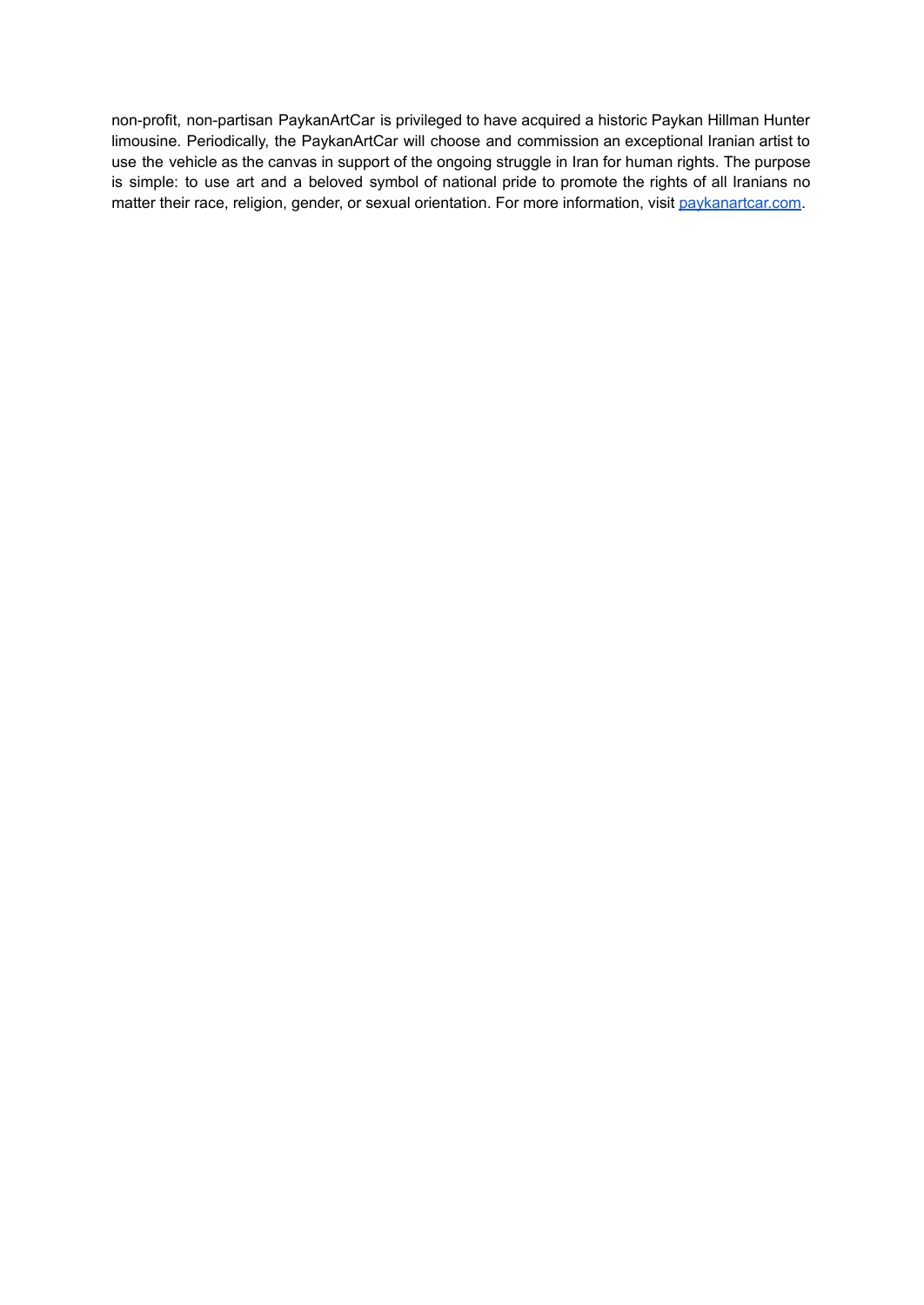non-profit, non-partisan PaykanArtCar is privileged to have acquired a historic Paykan Hillman Hunter limousine. Periodically, the PaykanArtCar will choose and commission an exceptional Iranian artist to use the vehicle as the canvas in support of the ongoing struggle in Iran for human rights. The purpose is simple: to use art and a beloved symbol of national pride to promote the rights of all Iranians no matter their race, religion, gender, or sexual orientation. For more information, visit [paykanartcar.com](http://paykanartcar.com).